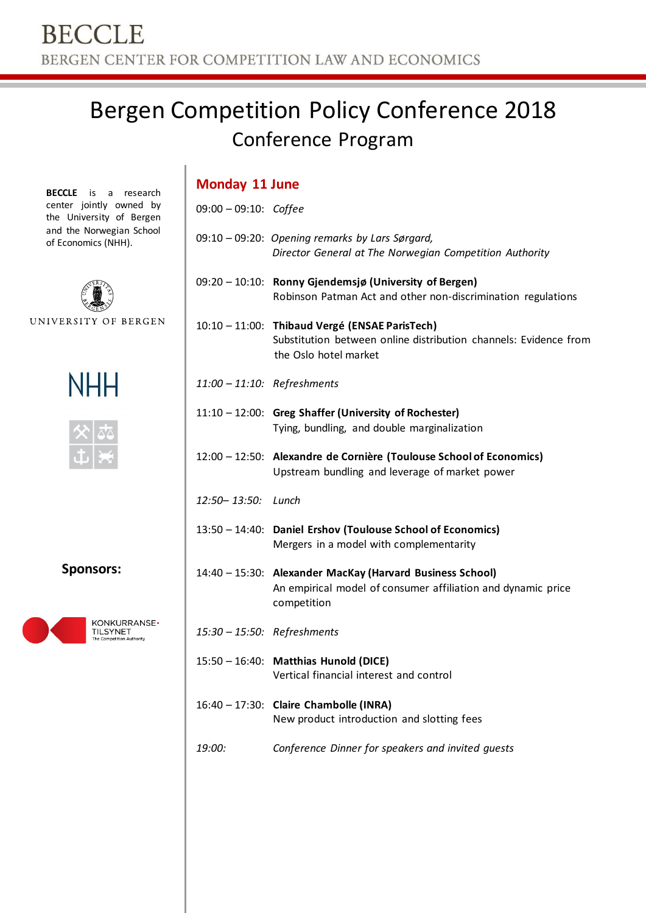# BECCLE

BERGEN CENTER FOR COMPETITION LAW AND ECONOMICS

# Bergen Competition Policy Conference 2018

## Conference Program

**BECCLE** is a research center jointly owned by the University of Bergen and the Norwegian School of Economics (NHH).

UNIVERSITY OF BERGEN

NHH

**Sponsors:**

KONKURRANSETILSYNET
The Competition Authority

### Monday 11 June

09:00 – 09:10: *Coffee*

09:10 – 09:20: *Opening remarks by Lars Sørgard, Director General at The Norwegian Competition Authority*

09:20 – 10:10: **Ronny Gjendemsjø (University of Bergen)**
Robinson Patman Act and other non-discrimination regulations

10:10 – 11:00: **Thibaud Vergé (ENSAE ParisTech)**
Substitution between online distribution channels: Evidence from the Oslo hotel market

*11:00 – 11:10: Refreshments*

11:10 – 12:00: **Greg Shaffer (University of Rochester)**
Tying, bundling, and double marginalization

12:00 – 12:50: **Alexandre de Cornière (Toulouse School of Economics)**
Upstream bundling and leverage of market power

*12:50– 13:50: Lunch*

13:50 – 14:40: **Daniel Ershov (Toulouse School of Economics)**
Mergers in a model with complementarity

14:40 – 15:30: **Alexander MacKay (Harvard Business School)**
An empirical model of consumer affiliation and dynamic price competition

*15:30 – 15:50: Refreshments*

15:50 – 16:40: **Matthias Hunold (DICE)**
Vertical financial interest and control

16:40 – 17:30: **Claire Chambolle (INRA)**
New product introduction and slotting fees

*19:00: Conference Dinner for speakers and invited guests*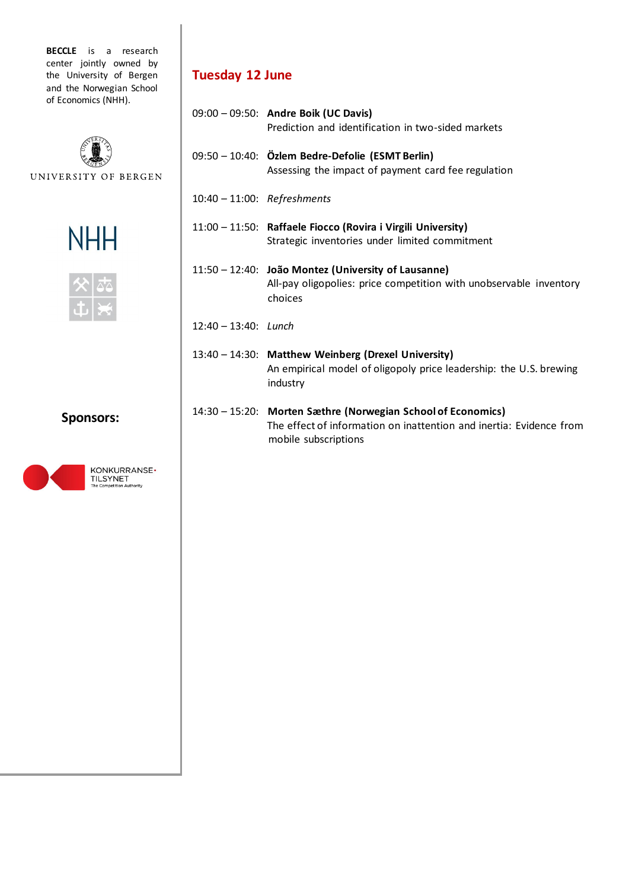**BECCLE** is a research center jointly owned by the University of Bergen and the Norwegian School of Economics (NHH).

UNIVERSITY OF BERGEN

NHH

**Sponsors:**

KONKURRANSE-TILSYNET
The Competition Authority

## Tuesday 12 June

09:00 – 09:50: **Andre Boik (UC Davis)**
Prediction and identification in two-sided markets

09:50 – 10:40: **Özlem Bedre-Defolie (ESMT Berlin)**
Assessing the impact of payment card fee regulation

10:40 – 11:00: *Refreshments*

11:00 – 11:50: **Raffaele Fiocco (Rovira i Virgili University)**
Strategic inventories under limited commitment

11:50 – 12:40: **João Montez (University of Lausanne)**
All-pay oligopolies: price competition with unobservable inventory choices

12:40 – 13:40: *Lunch*

13:40 – 14:30: **Matthew Weinberg (Drexel University)**
An empirical model of oligopoly price leadership: the U.S. brewing industry

14:30 – 15:20: **Morten Sæthre (Norwegian School of Economics)**
The effect of information on inattention and inertia: Evidence from mobile subscriptions